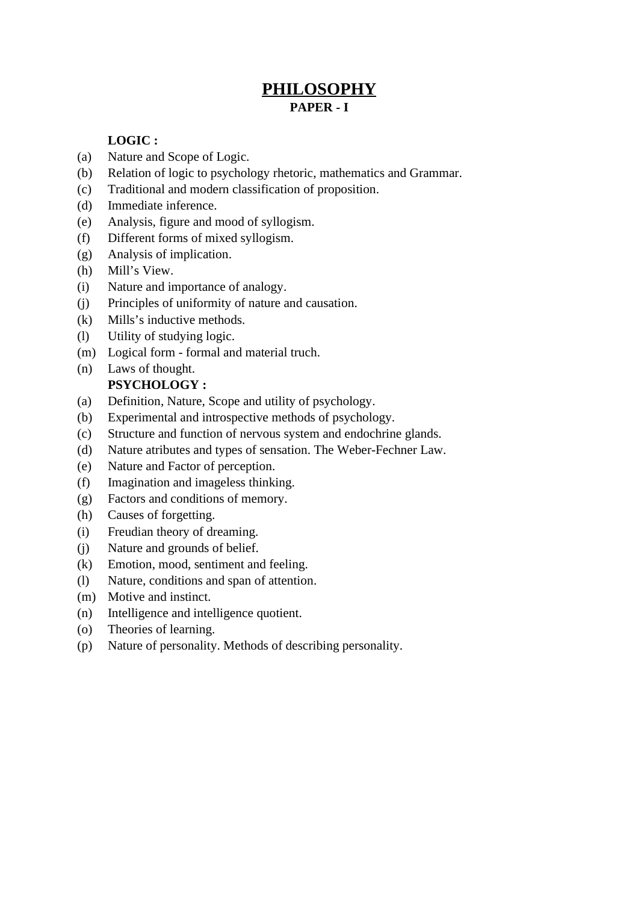# PHILOSOPHY

## PAPER - I

**LOGIC :**

(a) Nature and Scope of Logic.
(b) Relation of logic to psychology rhetoric, mathematics and Grammar.
(c) Traditional and modern classification of proposition.
(d) Immediate inference.
(e) Analysis, figure and mood of syllogism.
(f) Different forms of mixed syllogism.
(g) Analysis of implication.
(h) Mill's View.
(i) Nature and importance of analogy.
(j) Principles of uniformity of nature and causation.
(k) Mills's inductive methods.
(l) Utility of studying logic.
(m) Logical form - formal and material truch.
(n) Laws of thought.

**PSYCHOLOGY :**

(a) Definition, Nature, Scope and utility of psychology.
(b) Experimental and introspective methods of psychology.
(c) Structure and function of nervous system and endochrine glands.
(d) Nature atributes and types of sensation. The Weber-Fechner Law.
(e) Nature and Factor of perception.
(f) Imagination and imageless thinking.
(g) Factors and conditions of memory.
(h) Causes of forgetting.
(i) Freudian theory of dreaming.
(j) Nature and grounds of belief.
(k) Emotion, mood, sentiment and feeling.
(l) Nature, conditions and span of attention.
(m) Motive and instinct.
(n) Intelligence and intelligence quotient.
(o) Theories of learning.
(p) Nature of personality. Methods of describing personality.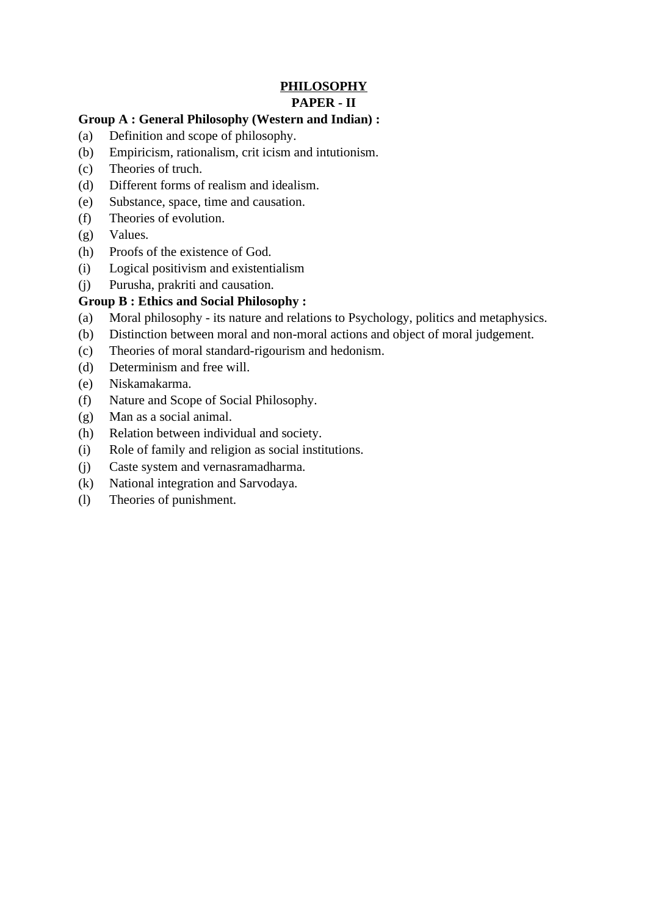# PHILOSOPHY

## PAPER - II

**Group A : General Philosophy (Western and Indian) :**

(a) Definition and scope of philosophy.
(b) Empiricism, rationalism, crit icism and intutionism.
(c) Theories of truch.
(d) Different forms of realism and idealism.
(e) Substance, space, time and causation.
(f) Theories of evolution.
(g) Values.
(h) Proofs of the existence of God.
(i) Logical positivism and existentialism
(j) Purusha, prakriti and causation.

**Group B : Ethics and Social Philosophy :**

(a) Moral philosophy - its nature and relations to Psychology, politics and metaphysics.
(b) Distinction between moral and non-moral actions and object of moral judgement.
(c) Theories of moral standard-rigourism and hedonism.
(d) Determinism and free will.
(e) Niskamakarma.
(f) Nature and Scope of Social Philosophy.
(g) Man as a social animal.
(h) Relation between individual and society.
(i) Role of family and religion as social institutions.
(j) Caste system and vernasramadharma.
(k) National integration and Sarvodaya.
(l) Theories of punishment.